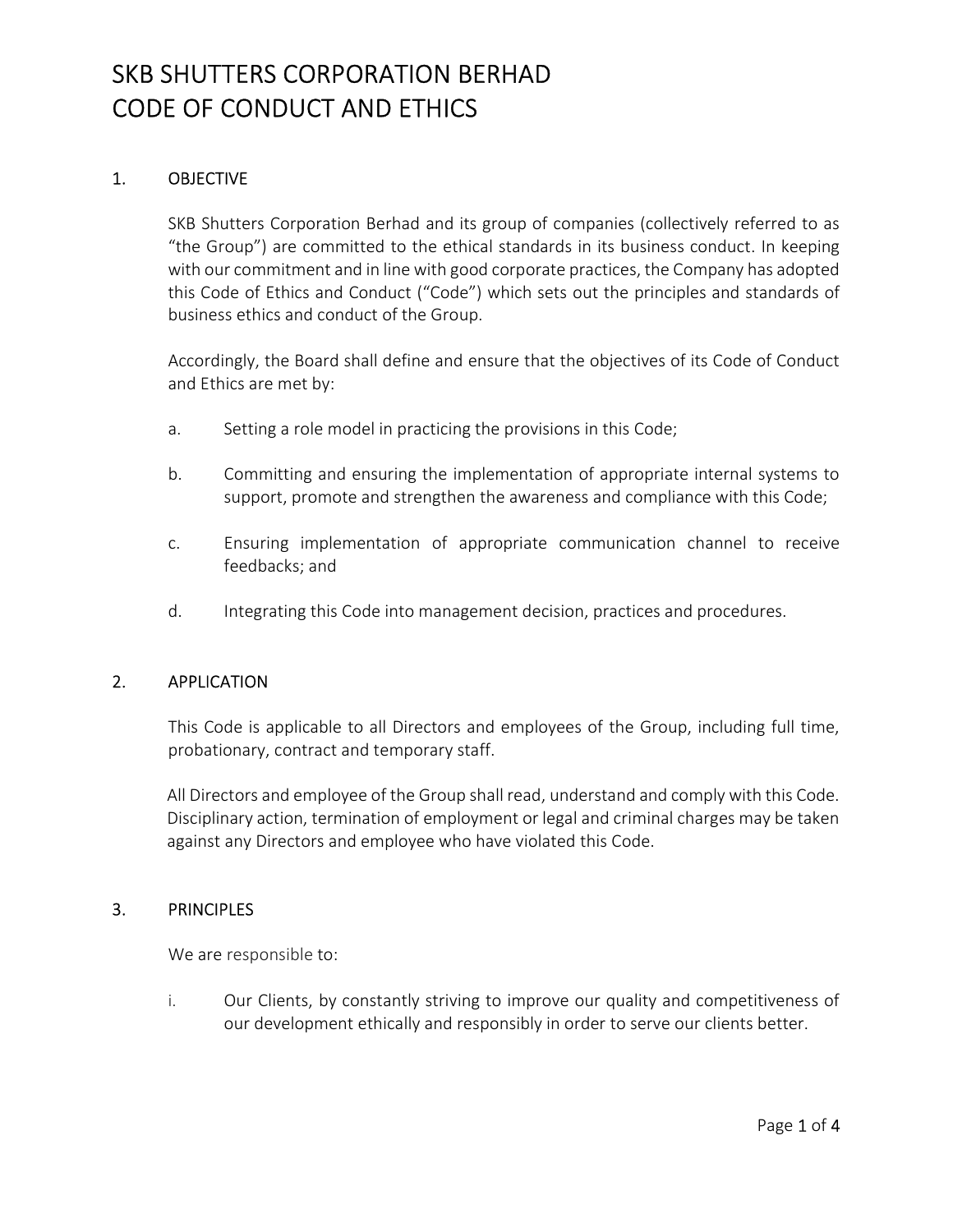# SKB SHUTTERS CORPORATION BERHAD
# CODE OF CONDUCT AND ETHICS

## 1. OBJECTIVE

SKB Shutters Corporation Berhad and its group of companies (collectively referred to as "the Group") are committed to the ethical standards in its business conduct. In keeping with our commitment and in line with good corporate practices, the Company has adopted this Code of Ethics and Conduct ("Code") which sets out the principles and standards of business ethics and conduct of the Group.

Accordingly, the Board shall define and ensure that the objectives of its Code of Conduct and Ethics are met by:

a. Setting a role model in practicing the provisions in this Code;

b. Committing and ensuring the implementation of appropriate internal systems to support, promote and strengthen the awareness and compliance with this Code;

c. Ensuring implementation of appropriate communication channel to receive feedbacks; and

d. Integrating this Code into management decision, practices and procedures.

## 2. APPLICATION

This Code is applicable to all Directors and employees of the Group, including full time, probationary, contract and temporary staff.

All Directors and employee of the Group shall read, understand and comply with this Code. Disciplinary action, termination of employment or legal and criminal charges may be taken against any Directors and employee who have violated this Code.

## 3. PRINCIPLES

We are responsible to:

i. Our Clients, by constantly striving to improve our quality and competitiveness of our development ethically and responsibly in order to serve our clients better.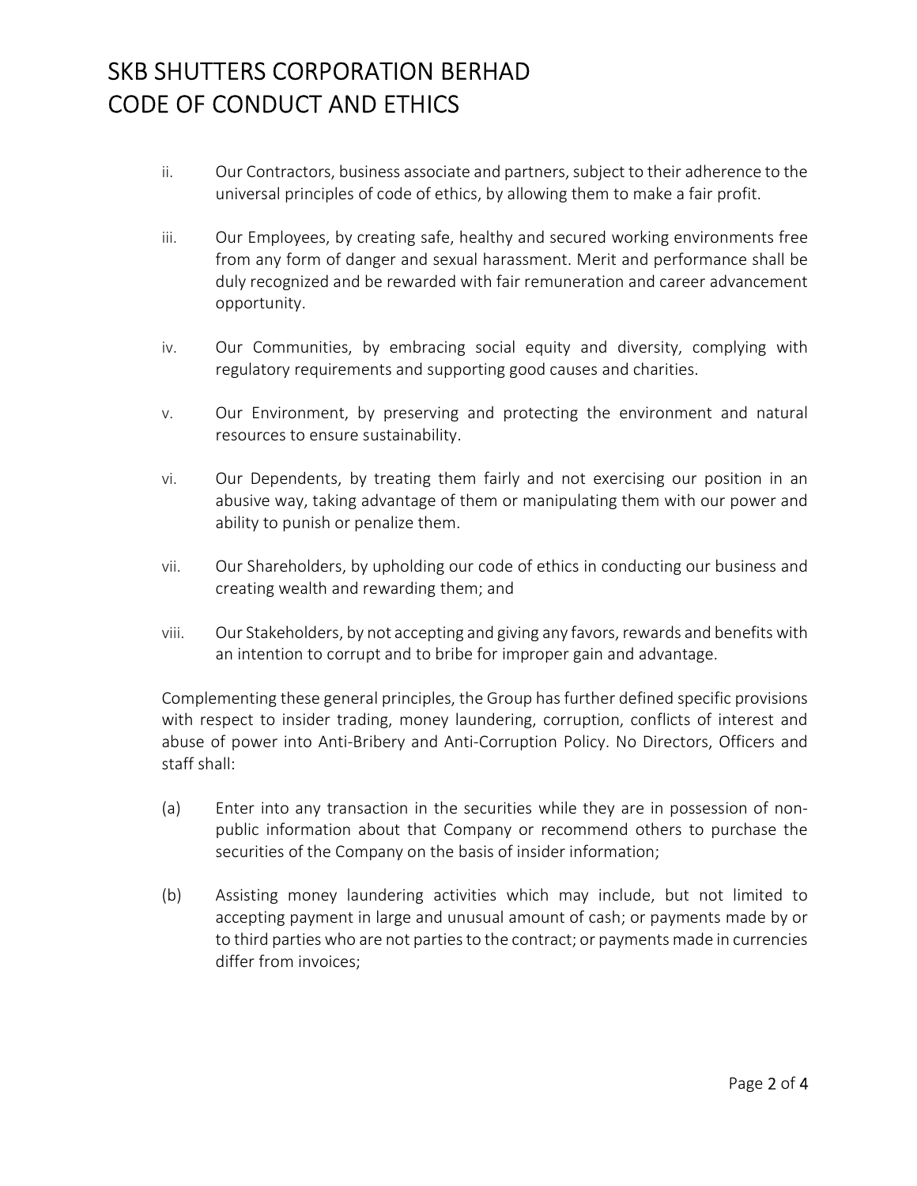ii. Our Contractors, business associate and partners, subject to their adherence to the universal principles of code of ethics, by allowing them to make a fair profit.

iii. Our Employees, by creating safe, healthy and secured working environments free from any form of danger and sexual harassment. Merit and performance shall be duly recognized and be rewarded with fair remuneration and career advancement opportunity.

iv. Our Communities, by embracing social equity and diversity, complying with regulatory requirements and supporting good causes and charities.

v. Our Environment, by preserving and protecting the environment and natural resources to ensure sustainability.

vi. Our Dependents, by treating them fairly and not exercising our position in an abusive way, taking advantage of them or manipulating them with our power and ability to punish or penalize them.

vii. Our Shareholders, by upholding our code of ethics in conducting our business and creating wealth and rewarding them; and

viii. Our Stakeholders, by not accepting and giving any favors, rewards and benefits with an intention to corrupt and to bribe for improper gain and advantage.

Complementing these general principles, the Group has further defined specific provisions with respect to insider trading, money laundering, corruption, conflicts of interest and abuse of power into Anti-Bribery and Anti-Corruption Policy. No Directors, Officers and staff shall:

(a) Enter into any transaction in the securities while they are in possession of non-public information about that Company or recommend others to purchase the securities of the Company on the basis of insider information;

(b) Assisting money laundering activities which may include, but not limited to accepting payment in large and unusual amount of cash; or payments made by or to third parties who are not parties to the contract; or payments made in currencies differ from invoices;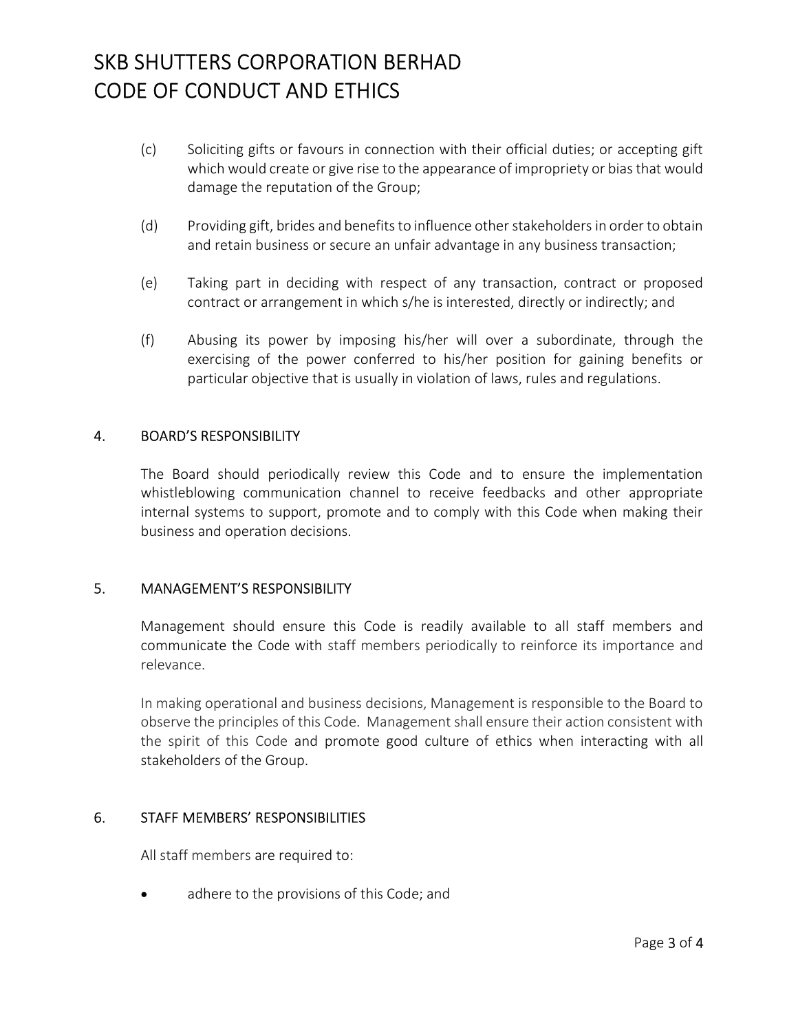(c) Soliciting gifts or favours in connection with their official duties; or accepting gift which would create or give rise to the appearance of impropriety or bias that would damage the reputation of the Group;

(d) Providing gift, brides and benefits to influence other stakeholders in order to obtain and retain business or secure an unfair advantage in any business transaction;

(e) Taking part in deciding with respect of any transaction, contract or proposed contract or arrangement in which s/he is interested, directly or indirectly; and

(f) Abusing its power by imposing his/her will over a subordinate, through the exercising of the power conferred to his/her position for gaining benefits or particular objective that is usually in violation of laws, rules and regulations.

## 4. BOARD'S RESPONSIBILITY

The Board should periodically review this Code and to ensure the implementation whistleblowing communication channel to receive feedbacks and other appropriate internal systems to support, promote and to comply with this Code when making their business and operation decisions.

## 5. MANAGEMENT'S RESPONSIBILITY

Management should ensure this Code is readily available to all staff members and communicate the Code with staff members periodically to reinforce its importance and relevance.

In making operational and business decisions, Management is responsible to the Board to observe the principles of this Code. Management shall ensure their action consistent with the spirit of this Code and promote good culture of ethics when interacting with all stakeholders of the Group.

## 6. STAFF MEMBERS' RESPONSIBILITIES

All staff members are required to:

- adhere to the provisions of this Code; and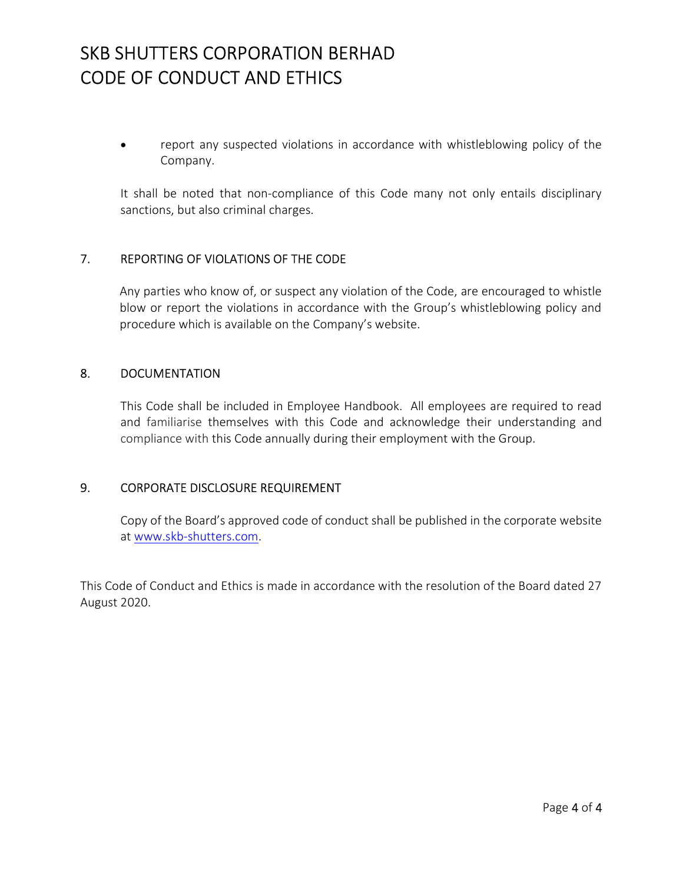- report any suspected violations in accordance with whistleblowing policy of the Company.

It shall be noted that non-compliance of this Code many not only entails disciplinary sanctions, but also criminal charges.

## 7. REPORTING OF VIOLATIONS OF THE CODE

Any parties who know of, or suspect any violation of the Code, are encouraged to whistle blow or report the violations in accordance with the Group's whistleblowing policy and procedure which is available on the Company's website.

## 8. DOCUMENTATION

This Code shall be included in Employee Handbook. All employees are required to read and familiarise themselves with this Code and acknowledge their understanding and compliance with this Code annually during their employment with the Group.

## 9. CORPORATE DISCLOSURE REQUIREMENT

Copy of the Board's approved code of conduct shall be published in the corporate website at www.skb-shutters.com.

This Code of Conduct and Ethics is made in accordance with the resolution of the Board dated 27 August 2020.